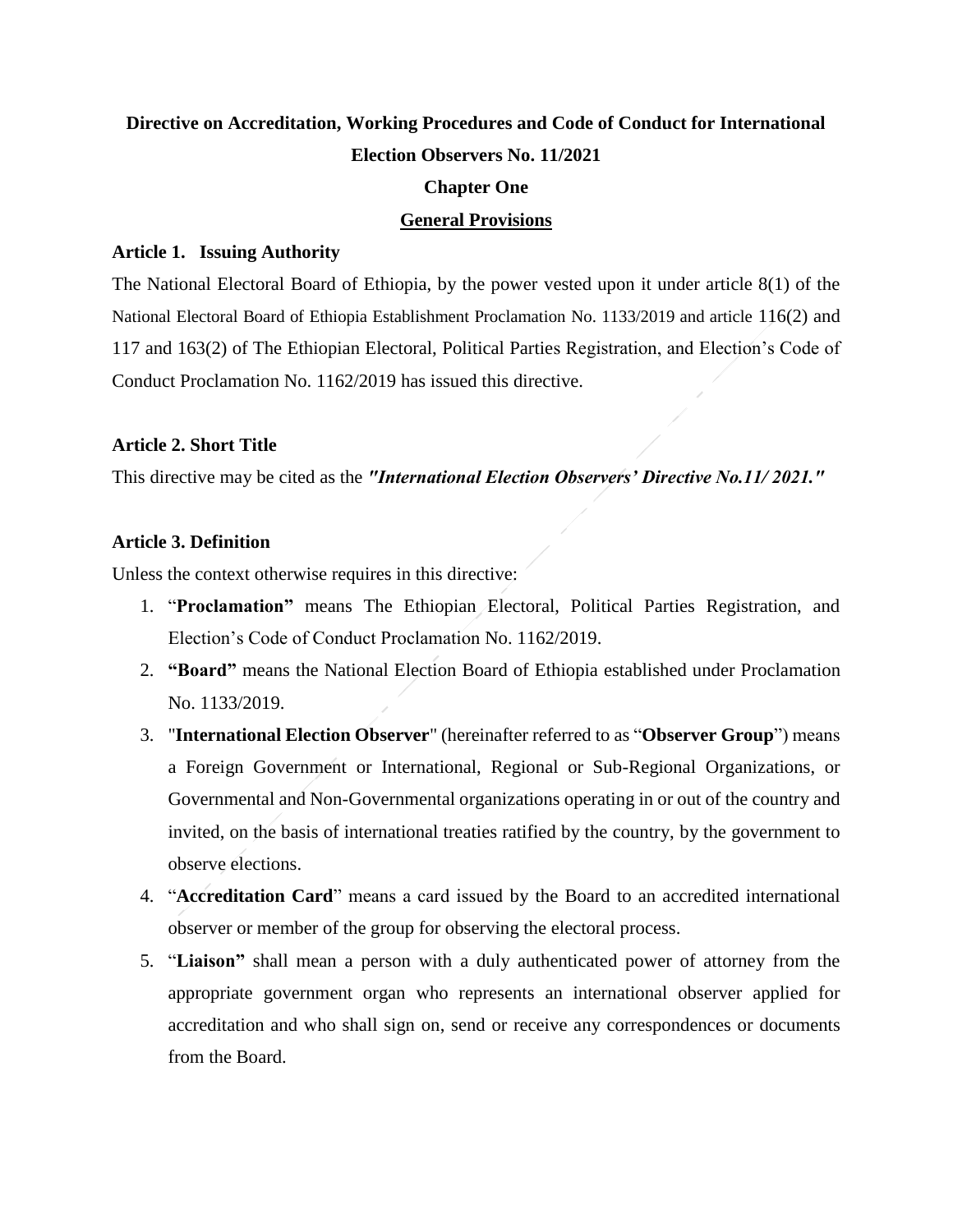# Directive on Accreditation, Working Procedures and Code of Conduct for International Election Observers No. 11/2021

## Chapter One

## General Provisions

### Article 1. Issuing Authority

The National Electoral Board of Ethiopia, by the power vested upon it under article 8(1) of the National Electoral Board of Ethiopia Establishment Proclamation No. 1133/2019 and article 116(2) and 117 and 163(2) of The Ethiopian Electoral, Political Parties Registration, and Election's Code of Conduct Proclamation No. 1162/2019 has issued this directive.

### Article 2. Short Title

This directive may be cited as the ***"International Election Observers' Directive No.11/ 2021."***

### Article 3. Definition

Unless the context otherwise requires in this directive:

1. "**Proclamation"** means The Ethiopian Electoral, Political Parties Registration, and Election's Code of Conduct Proclamation No. 1162/2019.
2. **"Board"** means the National Election Board of Ethiopia established under Proclamation No. 1133/2019.
3. "**International Election Observer**" (hereinafter referred to as "**Observer Group**") means a Foreign Government or International, Regional or Sub-Regional Organizations, or Governmental and Non-Governmental organizations operating in or out of the country and invited, on the basis of international treaties ratified by the country, by the government to observe elections.
4. "**Accreditation Card**" means a card issued by the Board to an accredited international observer or member of the group for observing the electoral process.
5. "**Liaison"** shall mean a person with a duly authenticated power of attorney from the appropriate government organ who represents an international observer applied for accreditation and who shall sign on, send or receive any correspondences or documents from the Board.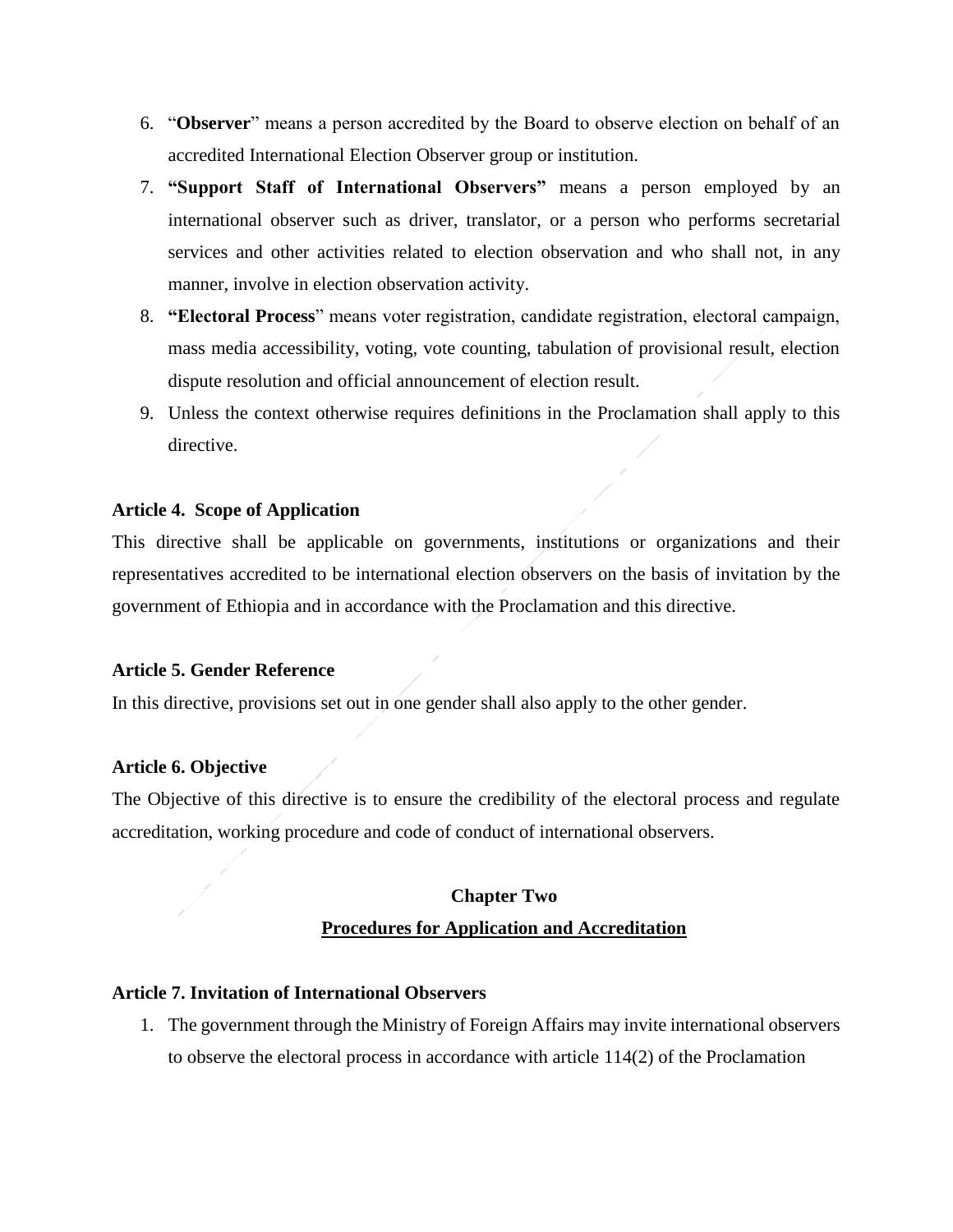6. “**Observer**” means a person accredited by the Board to observe election on behalf of an accredited International Election Observer group or institution.
7. **“Support Staff of International Observers”** means a person employed by an international observer such as driver, translator, or a person who performs secretarial services and other activities related to election observation and who shall not, in any manner, involve in election observation activity.
8. **“Electoral Process**” means voter registration, candidate registration, electoral campaign, mass media accessibility, voting, vote counting, tabulation of provisional result, election dispute resolution and official announcement of election result.
9. Unless the context otherwise requires definitions in the Proclamation shall apply to this directive.

**Article 4. Scope of Application**

This directive shall be applicable on governments, institutions or organizations and their representatives accredited to be international election observers on the basis of invitation by the government of Ethiopia and in accordance with the Proclamation and this directive.

**Article 5. Gender Reference**

In this directive, provisions set out in one gender shall also apply to the other gender.

**Article 6. Objective**

The Objective of this directive is to ensure the credibility of the electoral process and regulate accreditation, working procedure and code of conduct of international observers.

## Chapter Two

## Procedures for Application and Accreditation

**Article 7. Invitation of International Observers**

1. The government through the Ministry of Foreign Affairs may invite international observers to observe the electoral process in accordance with article 114(2) of the Proclamation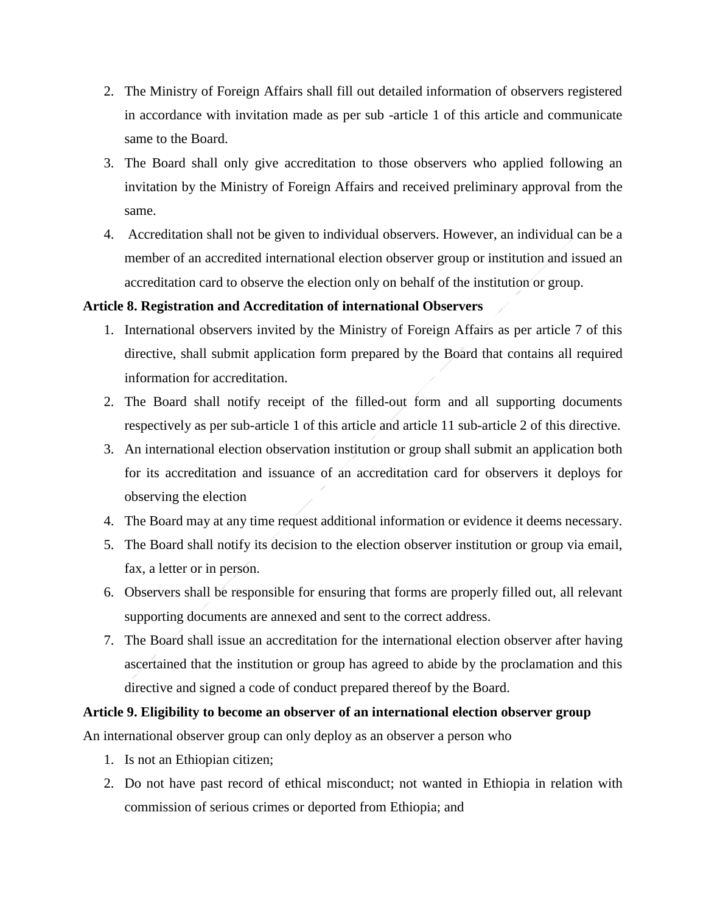2. The Ministry of Foreign Affairs shall fill out detailed information of observers registered in accordance with invitation made as per sub -article 1 of this article and communicate same to the Board.
3. The Board shall only give accreditation to those observers who applied following an invitation by the Ministry of Foreign Affairs and received preliminary approval from the same.
4. Accreditation shall not be given to individual observers. However, an individual can be a member of an accredited international election observer group or institution and issued an accreditation card to observe the election only on behalf of the institution or group.

**Article 8. Registration and Accreditation of international Observers**

1. International observers invited by the Ministry of Foreign Affairs as per article 7 of this directive, shall submit application form prepared by the Board that contains all required information for accreditation.
2. The Board shall notify receipt of the filled-out form and all supporting documents respectively as per sub-article 1 of this article and article 11 sub-article 2 of this directive.
3. An international election observation institution or group shall submit an application both for its accreditation and issuance of an accreditation card for observers it deploys for observing the election
4. The Board may at any time request additional information or evidence it deems necessary.
5. The Board shall notify its decision to the election observer institution or group via email, fax, a letter or in person.
6. Observers shall be responsible for ensuring that forms are properly filled out, all relevant supporting documents are annexed and sent to the correct address.
7. The Board shall issue an accreditation for the international election observer after having ascertained that the institution or group has agreed to abide by the proclamation and this directive and signed a code of conduct prepared thereof by the Board.

**Article 9. Eligibility to become an observer of an international election observer group**

An international observer group can only deploy as an observer a person who

1. Is not an Ethiopian citizen;
2. Do not have past record of ethical misconduct; not wanted in Ethiopia in relation with commission of serious crimes or deported from Ethiopia; and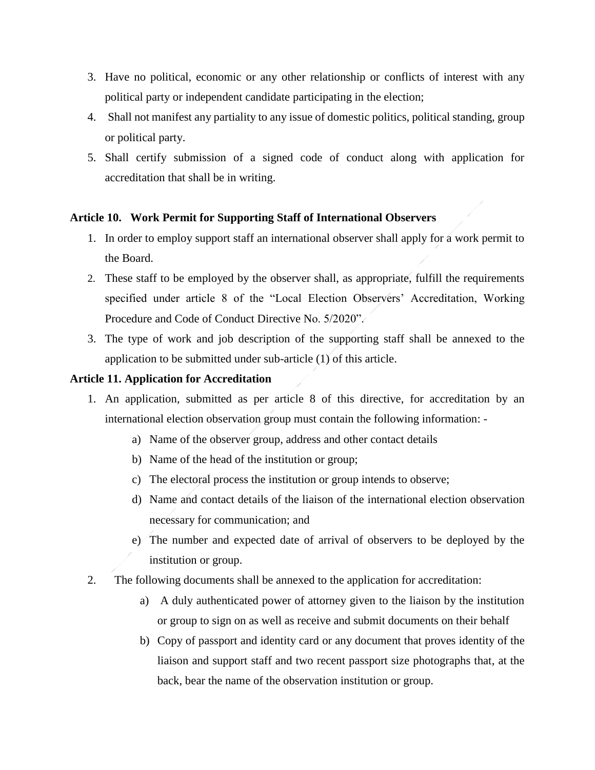3. Have no political, economic or any other relationship or conflicts of interest with any political party or independent candidate participating in the election;
4. Shall not manifest any partiality to any issue of domestic politics, political standing, group or political party.
5. Shall certify submission of a signed code of conduct along with application for accreditation that shall be in writing.

**Article 10. Work Permit for Supporting Staff of International Observers**

1. In order to employ support staff an international observer shall apply for a work permit to the Board.
2. These staff to be employed by the observer shall, as appropriate, fulfill the requirements specified under article 8 of the "Local Election Observers' Accreditation, Working Procedure and Code of Conduct Directive No. 5/2020".
3. The type of work and job description of the supporting staff shall be annexed to the application to be submitted under sub-article (1) of this article.

**Article 11. Application for Accreditation**

1. An application, submitted as per article 8 of this directive, for accreditation by an international election observation group must contain the following information: -
   a) Name of the observer group, address and other contact details
   b) Name of the head of the institution or group;
   c) The electoral process the institution or group intends to observe;
   d) Name and contact details of the liaison of the international election observation necessary for communication; and
   e) The number and expected date of arrival of observers to be deployed by the institution or group.
2. The following documents shall be annexed to the application for accreditation:
   a) A duly authenticated power of attorney given to the liaison by the institution or group to sign on as well as receive and submit documents on their behalf
   b) Copy of passport and identity card or any document that proves identity of the liaison and support staff and two recent passport size photographs that, at the back, bear the name of the observation institution or group.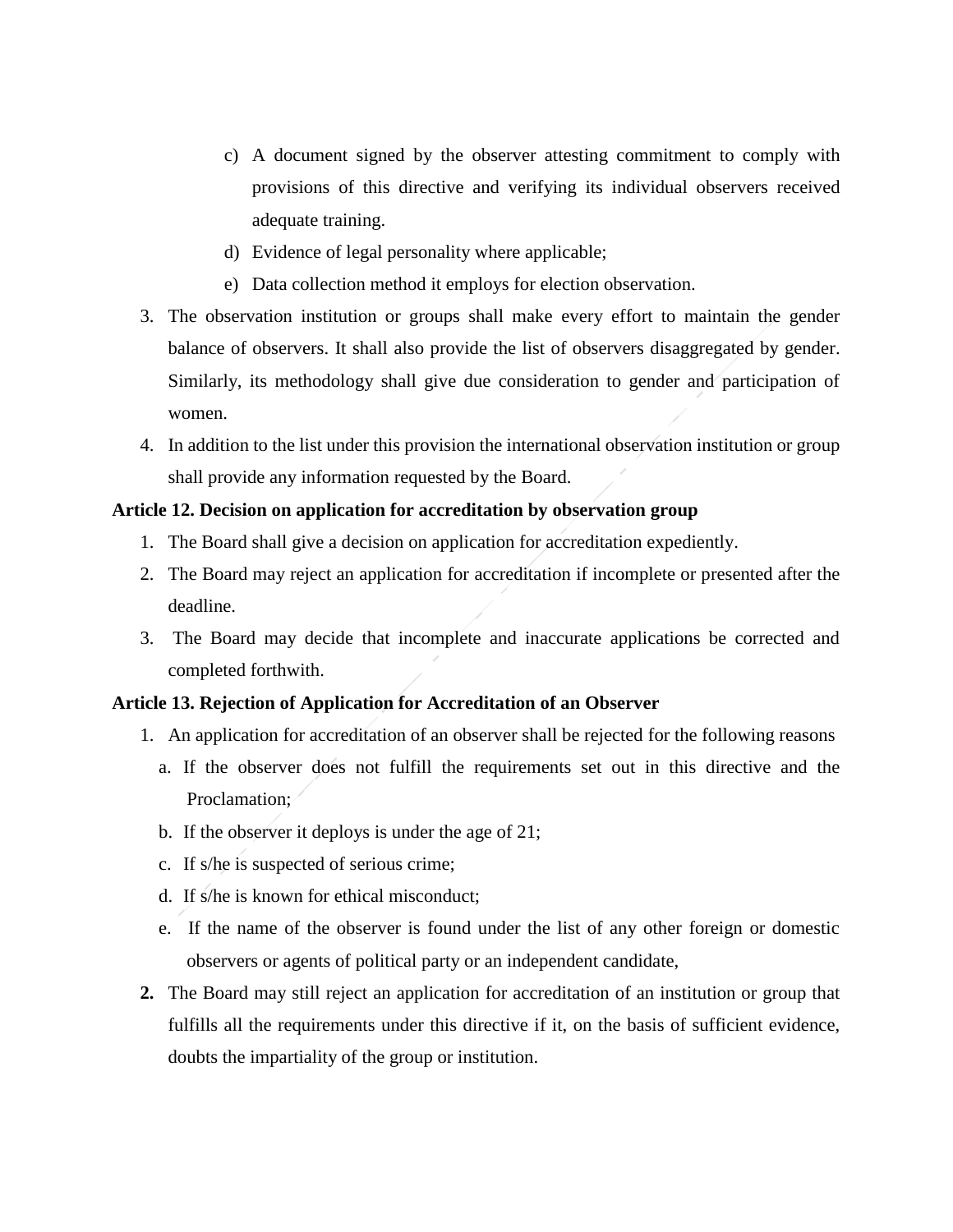c) A document signed by the observer attesting commitment to comply with provisions of this directive and verifying its individual observers received adequate training.
d) Evidence of legal personality where applicable;
e) Data collection method it employs for election observation.

3. The observation institution or groups shall make every effort to maintain the gender balance of observers. It shall also provide the list of observers disaggregated by gender. Similarly, its methodology shall give due consideration to gender and participation of women.
4. In addition to the list under this provision the international observation institution or group shall provide any information requested by the Board.

**Article 12. Decision on application for accreditation by observation group**

1. The Board shall give a decision on application for accreditation expediently.
2. The Board may reject an application for accreditation if incomplete or presented after the deadline.
3. The Board may decide that incomplete and inaccurate applications be corrected and completed forthwith.

**Article 13. Rejection of Application for Accreditation of an Observer**

1. An application for accreditation of an observer shall be rejected for the following reasons
   a. If the observer does not fulfill the requirements set out in this directive and the Proclamation;
   b. If the observer it deploys is under the age of 21;
   c. If s/he is suspected of serious crime;
   d. If s/he is known for ethical misconduct;
   e. If the name of the observer is found under the list of any other foreign or domestic observers or agents of political party or an independent candidate,
2. The Board may still reject an application for accreditation of an institution or group that fulfills all the requirements under this directive if it, on the basis of sufficient evidence, doubts the impartiality of the group or institution.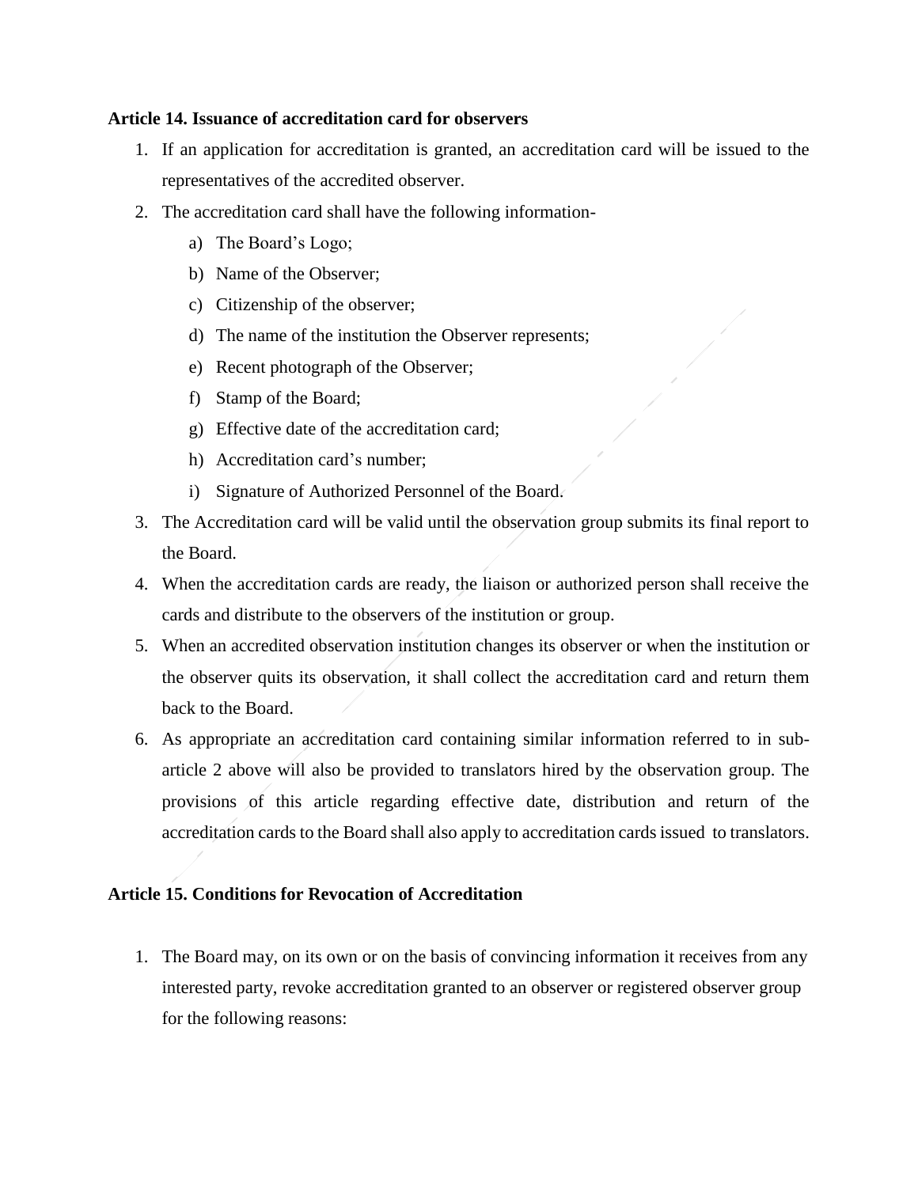**Article 14. Issuance of accreditation card for observers**

1. If an application for accreditation is granted, an accreditation card will be issued to the representatives of the accredited observer.
2. The accreditation card shall have the following information-
   a) The Board's Logo;
   b) Name of the Observer;
   c) Citizenship of the observer;
   d) The name of the institution the Observer represents;
   e) Recent photograph of the Observer;
   f) Stamp of the Board;
   g) Effective date of the accreditation card;
   h) Accreditation card's number;
   i) Signature of Authorized Personnel of the Board.
3. The Accreditation card will be valid until the observation group submits its final report to the Board.
4. When the accreditation cards are ready, the liaison or authorized person shall receive the cards and distribute to the observers of the institution or group.
5. When an accredited observation institution changes its observer or when the institution or the observer quits its observation, it shall collect the accreditation card and return them back to the Board.
6. As appropriate an accreditation card containing similar information referred to in sub-article 2 above will also be provided to translators hired by the observation group. The provisions of this article regarding effective date, distribution and return of the accreditation cards to the Board shall also apply to accreditation cards issued to translators.

**Article 15. Conditions for Revocation of Accreditation**

1. The Board may, on its own or on the basis of convincing information it receives from any interested party, revoke accreditation granted to an observer or registered observer group for the following reasons: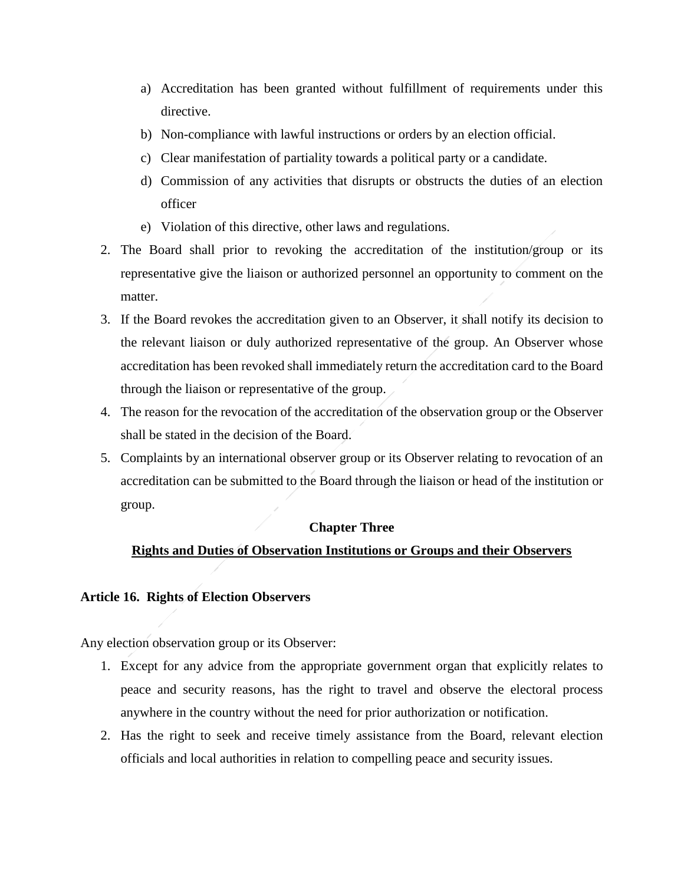a) Accreditation has been granted without fulfillment of requirements under this directive.
b) Non-compliance with lawful instructions or orders by an election official.
c) Clear manifestation of partiality towards a political party or a candidate.
d) Commission of any activities that disrupts or obstructs the duties of an election officer
e) Violation of this directive, other laws and regulations.

2. The Board shall prior to revoking the accreditation of the institution/group or its representative give the liaison or authorized personnel an opportunity to comment on the matter.
3. If the Board revokes the accreditation given to an Observer, it shall notify its decision to the relevant liaison or duly authorized representative of the group. An Observer whose accreditation has been revoked shall immediately return the accreditation card to the Board through the liaison or representative of the group.
4. The reason for the revocation of the accreditation of the observation group or the Observer shall be stated in the decision of the Board.
5. Complaints by an international observer group or its Observer relating to revocation of an accreditation can be submitted to the Board through the liaison or head of the institution or group.

## Chapter Three

## Rights and Duties of Observation Institutions or Groups and their Observers

### Article 16. Rights of Election Observers

Any election observation group or its Observer:

1. Except for any advice from the appropriate government organ that explicitly relates to peace and security reasons, has the right to travel and observe the electoral process anywhere in the country without the need for prior authorization or notification.
2. Has the right to seek and receive timely assistance from the Board, relevant election officials and local authorities in relation to compelling peace and security issues.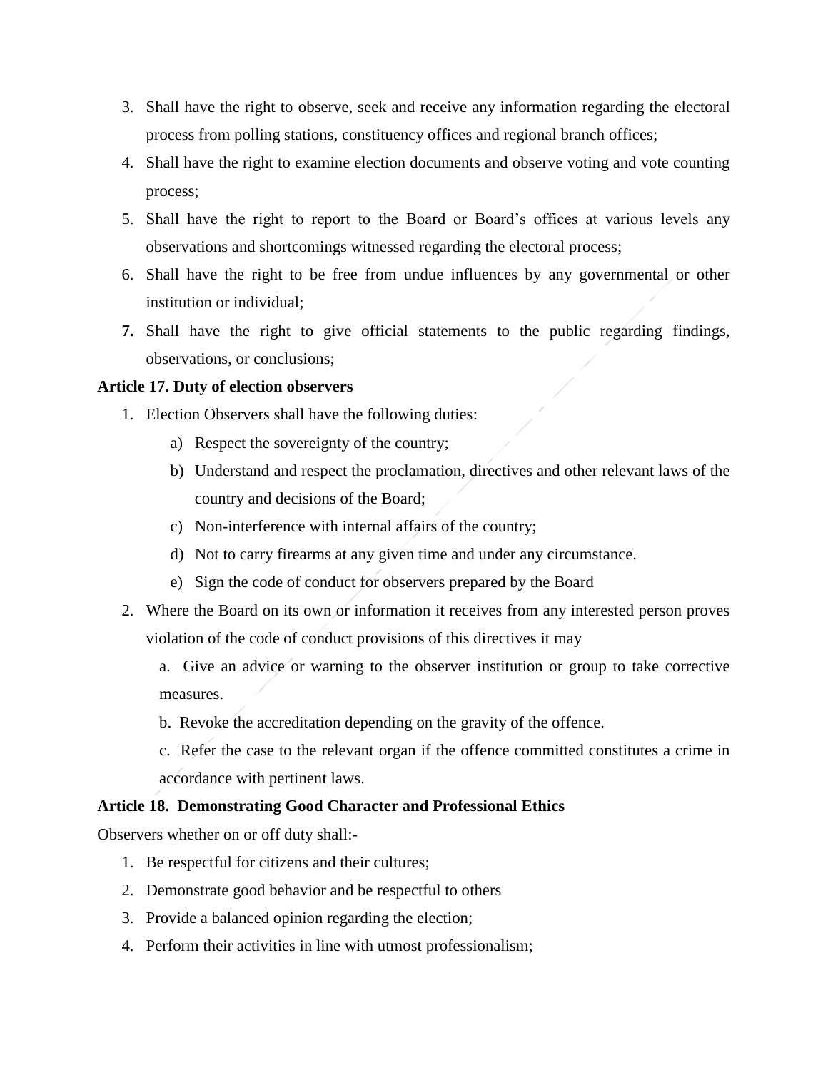3. Shall have the right to observe, seek and receive any information regarding the electoral process from polling stations, constituency offices and regional branch offices;
4. Shall have the right to examine election documents and observe voting and vote counting process;
5. Shall have the right to report to the Board or Board's offices at various levels any observations and shortcomings witnessed regarding the electoral process;
6. Shall have the right to be free from undue influences by any governmental or other institution or individual;
7. Shall have the right to give official statements to the public regarding findings, observations, or conclusions;

**Article 17. Duty of election observers**

1. Election Observers shall have the following duties:
   a) Respect the sovereignty of the country;
   b) Understand and respect the proclamation, directives and other relevant laws of the country and decisions of the Board;
   c) Non-interference with internal affairs of the country;
   d) Not to carry firearms at any given time and under any circumstance.
   e) Sign the code of conduct for observers prepared by the Board
2. Where the Board on its own or information it receives from any interested person proves violation of the code of conduct provisions of this directives it may

   a. Give an advice or warning to the observer institution or group to take corrective measures.

   b. Revoke the accreditation depending on the gravity of the offence.

   c. Refer the case to the relevant organ if the offence committed constitutes a crime in accordance with pertinent laws.

**Article 18. Demonstrating Good Character and Professional Ethics**

Observers whether on or off duty shall:-

1. Be respectful for citizens and their cultures;
2. Demonstrate good behavior and be respectful to others
3. Provide a balanced opinion regarding the election;
4. Perform their activities in line with utmost professionalism;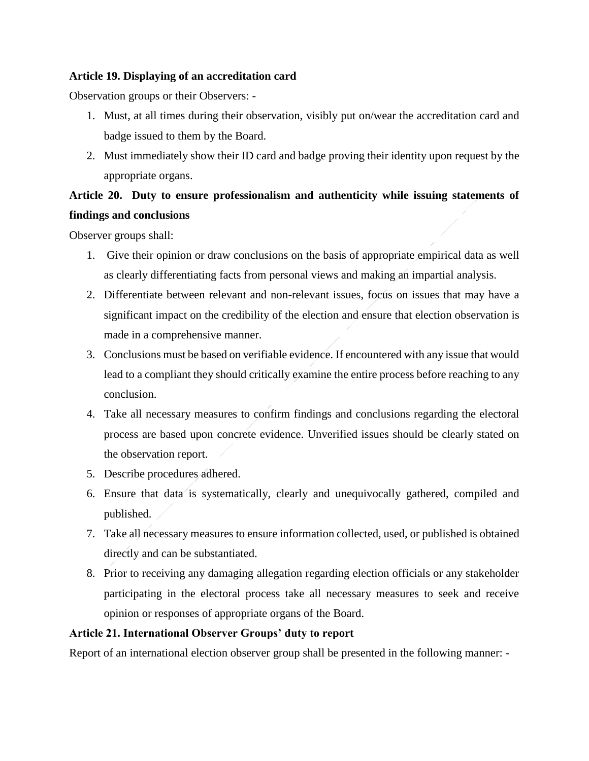**Article 19. Displaying of an accreditation card**

Observation groups or their Observers: -

1. Must, at all times during their observation, visibly put on/wear the accreditation card and badge issued to them by the Board.
2. Must immediately show their ID card and badge proving their identity upon request by the appropriate organs.

**Article 20. Duty to ensure professionalism and authenticity while issuing statements of findings and conclusions**

Observer groups shall:

1. Give their opinion or draw conclusions on the basis of appropriate empirical data as well as clearly differentiating facts from personal views and making an impartial analysis.
2. Differentiate between relevant and non-relevant issues, focus on issues that may have a significant impact on the credibility of the election and ensure that election observation is made in a comprehensive manner.
3. Conclusions must be based on verifiable evidence. If encountered with any issue that would lead to a compliant they should critically examine the entire process before reaching to any conclusion.
4. Take all necessary measures to confirm findings and conclusions regarding the electoral process are based upon concrete evidence. Unverified issues should be clearly stated on the observation report.
5. Describe procedures adhered.
6. Ensure that data is systematically, clearly and unequivocally gathered, compiled and published.
7. Take all necessary measures to ensure information collected, used, or published is obtained directly and can be substantiated.
8. Prior to receiving any damaging allegation regarding election officials or any stakeholder participating in the electoral process take all necessary measures to seek and receive opinion or responses of appropriate organs of the Board.

**Article 21. International Observer Groups' duty to report**

Report of an international election observer group shall be presented in the following manner: -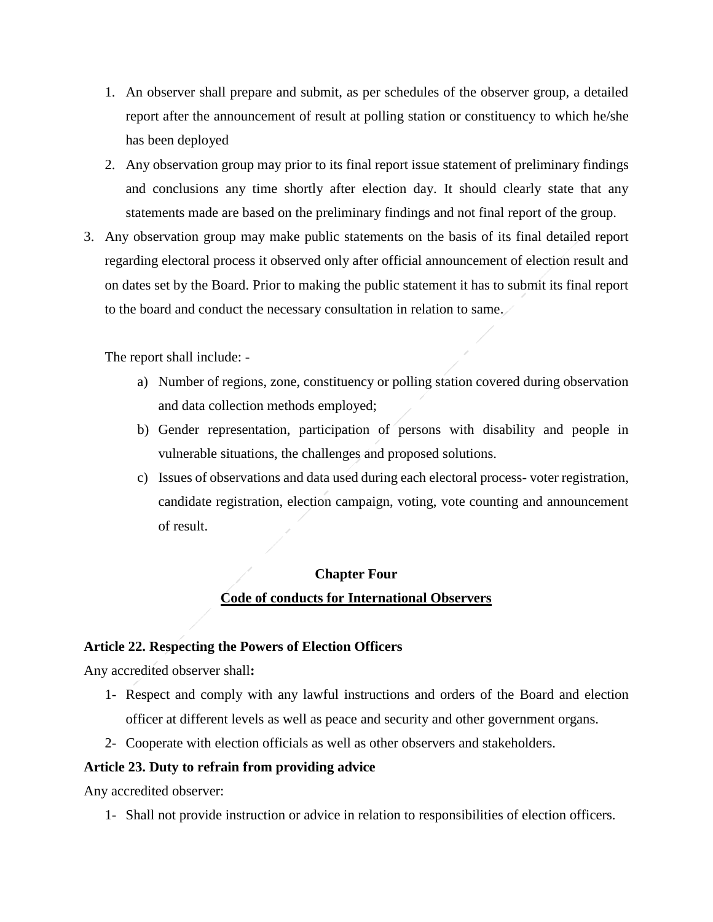1. An observer shall prepare and submit, as per schedules of the observer group, a detailed report after the announcement of result at polling station or constituency to which he/she has been deployed
2. Any observation group may prior to its final report issue statement of preliminary findings and conclusions any time shortly after election day. It should clearly state that any statements made are based on the preliminary findings and not final report of the group.
3. Any observation group may make public statements on the basis of its final detailed report regarding electoral process it observed only after official announcement of election result and on dates set by the Board. Prior to making the public statement it has to submit its final report to the board and conduct the necessary consultation in relation to same.

   The report shall include: -

   a) Number of regions, zone, constituency or polling station covered during observation and data collection methods employed;
   b) Gender representation, participation of persons with disability and people in vulnerable situations, the challenges and proposed solutions.
   c) Issues of observations and data used during each electoral process- voter registration, candidate registration, election campaign, voting, vote counting and announcement of result.

## Chapter Four

## Code of conducts for International Observers

### Article 22. Respecting the Powers of Election Officers

Any accredited observer shall**:**

1- Respect and comply with any lawful instructions and orders of the Board and election officer at different levels as well as peace and security and other government organs.

2- Cooperate with election officials as well as other observers and stakeholders.

### Article 23. Duty to refrain from providing advice

Any accredited observer:

1- Shall not provide instruction or advice in relation to responsibilities of election officers.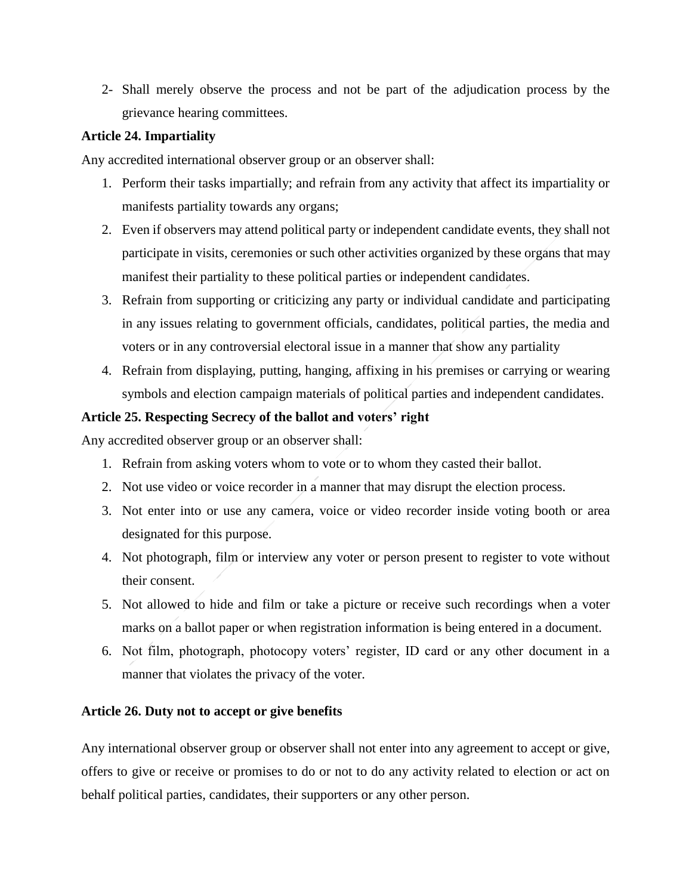2- Shall merely observe the process and not be part of the adjudication process by the grievance hearing committees.

**Article 24. Impartiality**

Any accredited international observer group or an observer shall:

1. Perform their tasks impartially; and refrain from any activity that affect its impartiality or manifests partiality towards any organs;
2. Even if observers may attend political party or independent candidate events, they shall not participate in visits, ceremonies or such other activities organized by these organs that may manifest their partiality to these political parties or independent candidates.
3. Refrain from supporting or criticizing any party or individual candidate and participating in any issues relating to government officials, candidates, political parties, the media and voters or in any controversial electoral issue in a manner that show any partiality
4. Refrain from displaying, putting, hanging, affixing in his premises or carrying or wearing symbols and election campaign materials of political parties and independent candidates.

**Article 25. Respecting Secrecy of the ballot and voters' right**

Any accredited observer group or an observer shall:

1. Refrain from asking voters whom to vote or to whom they casted their ballot.
2. Not use video or voice recorder in a manner that may disrupt the election process.
3. Not enter into or use any camera, voice or video recorder inside voting booth or area designated for this purpose.
4. Not photograph, film or interview any voter or person present to register to vote without their consent.
5. Not allowed to hide and film or take a picture or receive such recordings when a voter marks on a ballot paper or when registration information is being entered in a document.
6. Not film, photograph, photocopy voters' register, ID card or any other document in a manner that violates the privacy of the voter.

**Article 26. Duty not to accept or give benefits**

Any international observer group or observer shall not enter into any agreement to accept or give, offers to give or receive or promises to do or not to do any activity related to election or act on behalf political parties, candidates, their supporters or any other person.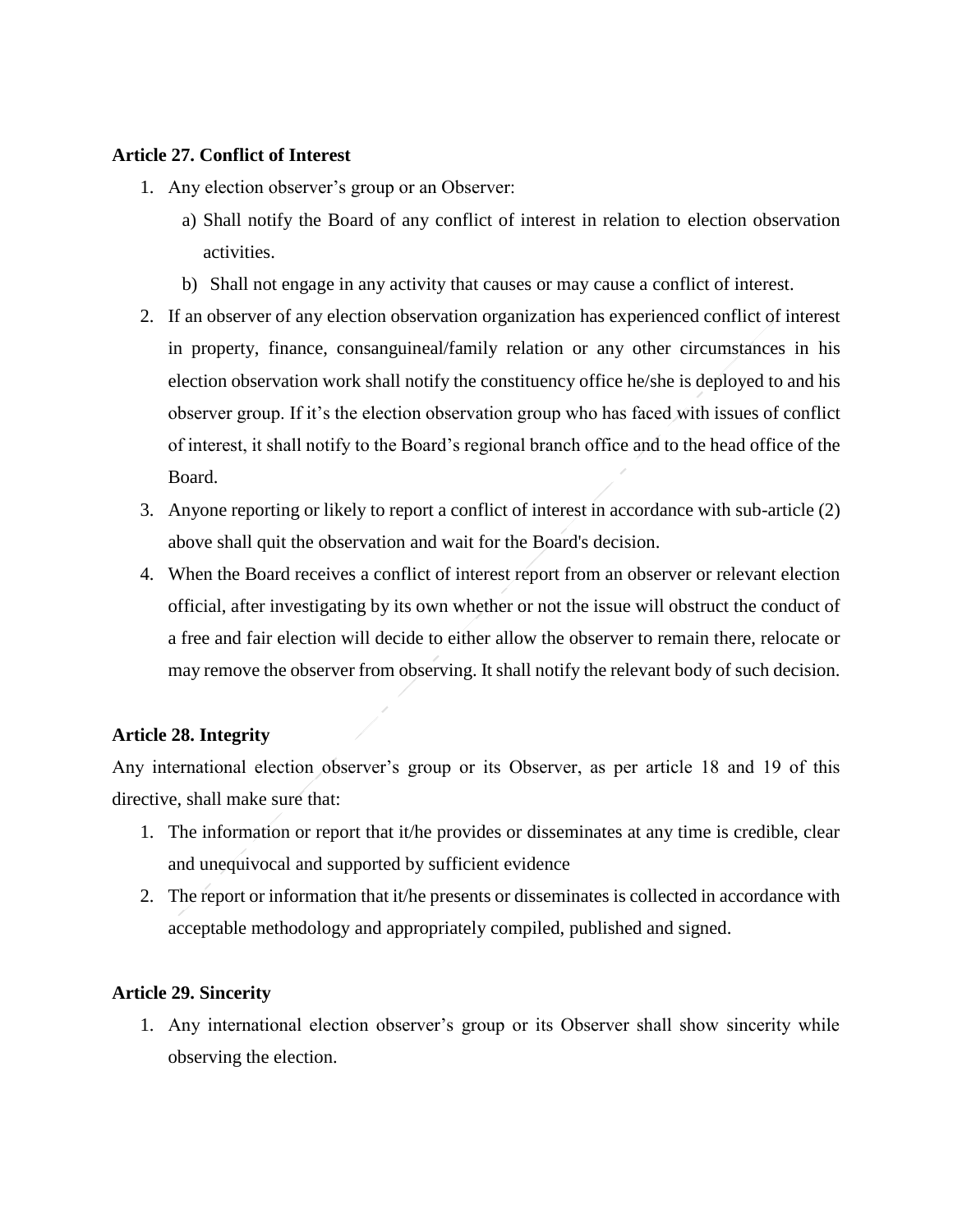**Article 27. Conflict of Interest**

1. Any election observer's group or an Observer:
   a) Shall notify the Board of any conflict of interest in relation to election observation activities.
   b) Shall not engage in any activity that causes or may cause a conflict of interest.
2. If an observer of any election observation organization has experienced conflict of interest in property, finance, consanguineal/family relation or any other circumstances in his election observation work shall notify the constituency office he/she is deployed to and his observer group. If it's the election observation group who has faced with issues of conflict of interest, it shall notify to the Board's regional branch office and to the head office of the Board.
3. Anyone reporting or likely to report a conflict of interest in accordance with sub-article (2) above shall quit the observation and wait for the Board's decision.
4. When the Board receives a conflict of interest report from an observer or relevant election official, after investigating by its own whether or not the issue will obstruct the conduct of a free and fair election will decide to either allow the observer to remain there, relocate or may remove the observer from observing. It shall notify the relevant body of such decision.

**Article 28. Integrity**

Any international election observer's group or its Observer, as per article 18 and 19 of this directive, shall make sure that:

1. The information or report that it/he provides or disseminates at any time is credible, clear and unequivocal and supported by sufficient evidence
2. The report or information that it/he presents or disseminates is collected in accordance with acceptable methodology and appropriately compiled, published and signed.

**Article 29. Sincerity**

1. Any international election observer's group or its Observer shall show sincerity while observing the election.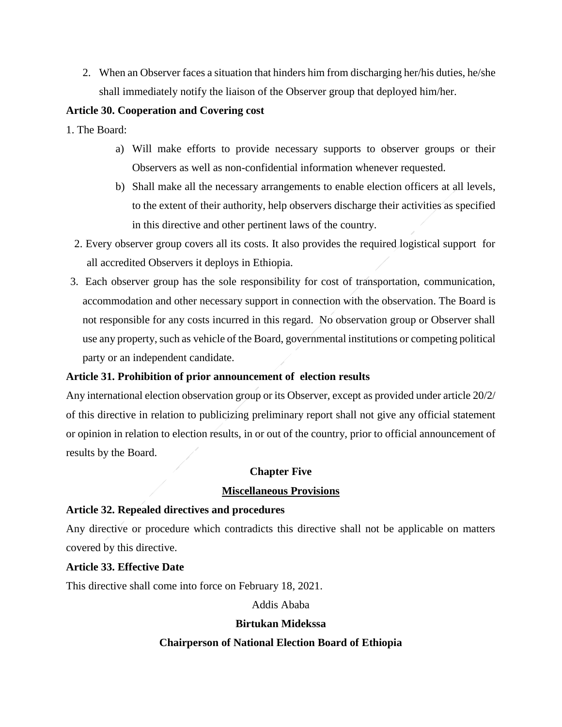2. When an Observer faces a situation that hinders him from discharging her/his duties, he/she shall immediately notify the liaison of the Observer group that deployed him/her.

**Article 30. Cooperation and Covering cost**

1. The Board:
   a) Will make efforts to provide necessary supports to observer groups or their Observers as well as non-confidential information whenever requested.
   b) Shall make all the necessary arrangements to enable election officers at all levels, to the extent of their authority, help observers discharge their activities as specified in this directive and other pertinent laws of the country.
2. Every observer group covers all its costs. It also provides the required logistical support for all accredited Observers it deploys in Ethiopia.
3. Each observer group has the sole responsibility for cost of transportation, communication, accommodation and other necessary support in connection with the observation. The Board is not responsible for any costs incurred in this regard. No observation group or Observer shall use any property, such as vehicle of the Board, governmental institutions or competing political party or an independent candidate.

**Article 31. Prohibition of prior announcement of election results**

Any international election observation group or its Observer, except as provided under article 20/2/ of this directive in relation to publicizing preliminary report shall not give any official statement or opinion in relation to election results, in or out of the country, prior to official announcement of results by the Board.

## Chapter Five

## Miscellaneous Provisions

**Article 32. Repealed directives and procedures**

Any directive or procedure which contradicts this directive shall not be applicable on matters covered by this directive.

**Article 33. Effective Date**

This directive shall come into force on February 18, 2021.

Addis Ababa

**Birtukan Midekssa**

**Chairperson of National Election Board of Ethiopia**